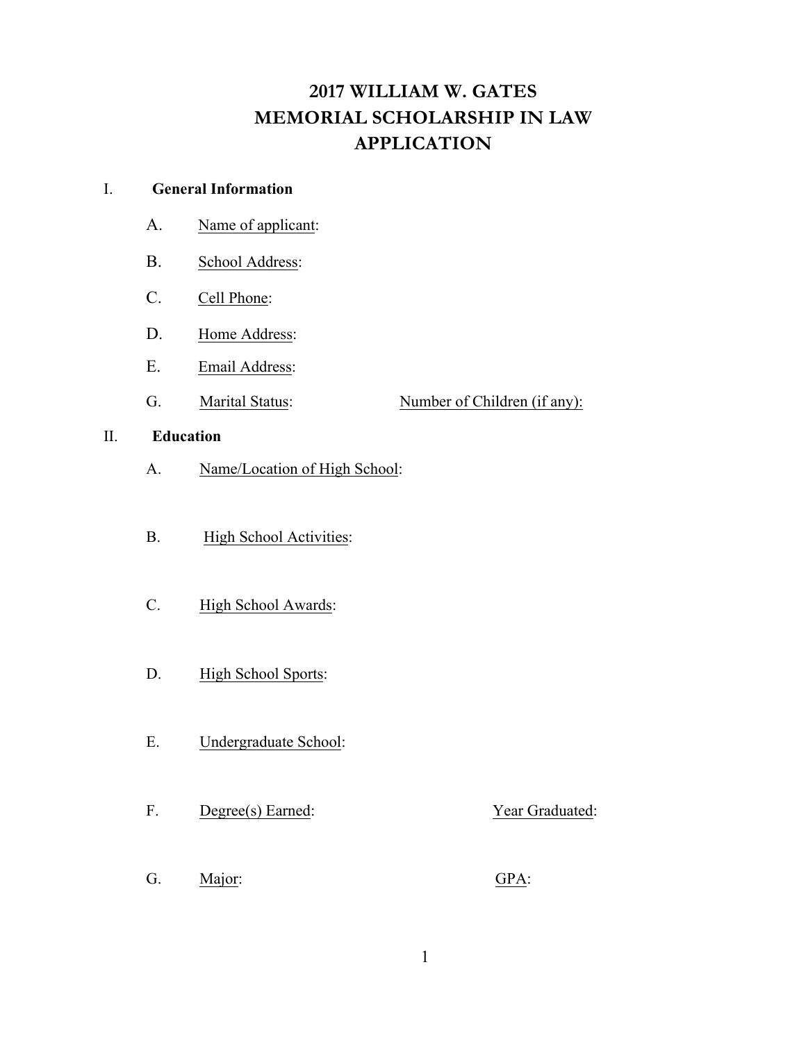# 2017 WILLIAM W. GATES MEMORIAL SCHOLARSHIP IN LAW APPLICATION

I. **General Information**

A. Name of applicant:

B. School Address:

C. Cell Phone:

D. Home Address:

E. Email Address:

G. Marital Status: Number of Children (if any):

II. **Education**

A. Name/Location of High School:

B. High School Activities:

C. High School Awards:

D. High School Sports:

E. Undergraduate School:

F. Degree(s) Earned: Year Graduated:

G. Major: GPA: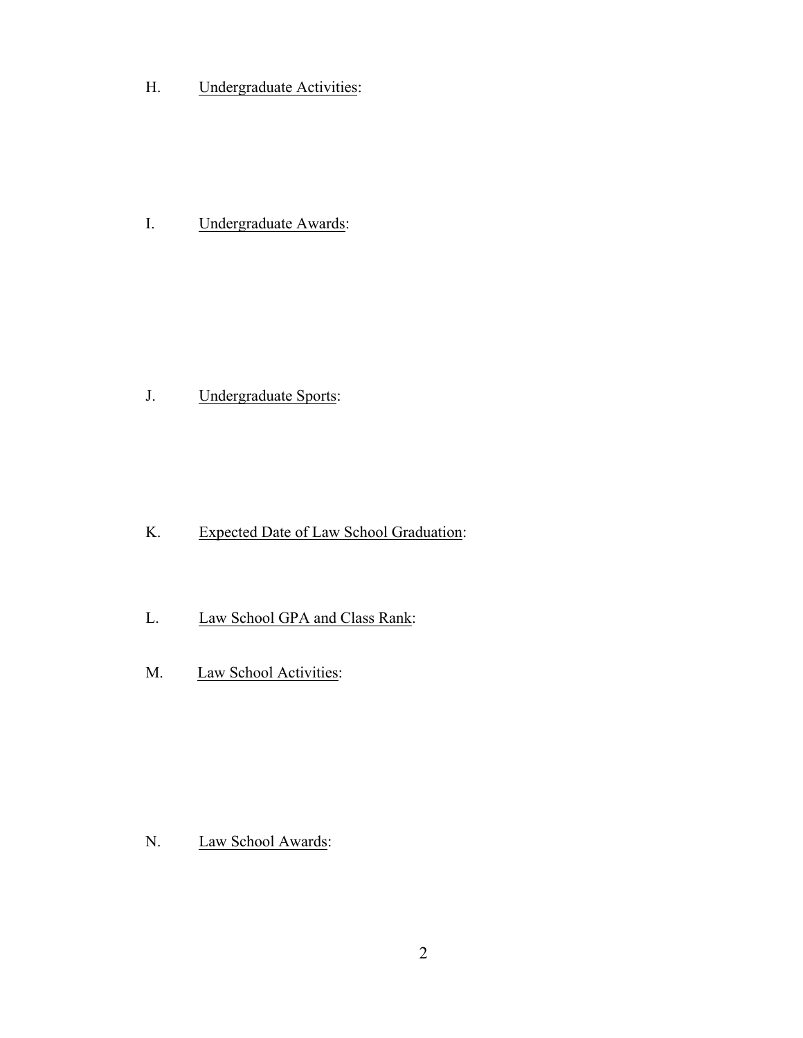H. Undergraduate Activities:

I. Undergraduate Awards:

J. Undergraduate Sports:

K. Expected Date of Law School Graduation:

L. Law School GPA and Class Rank:

M. Law School Activities:

N. Law School Awards: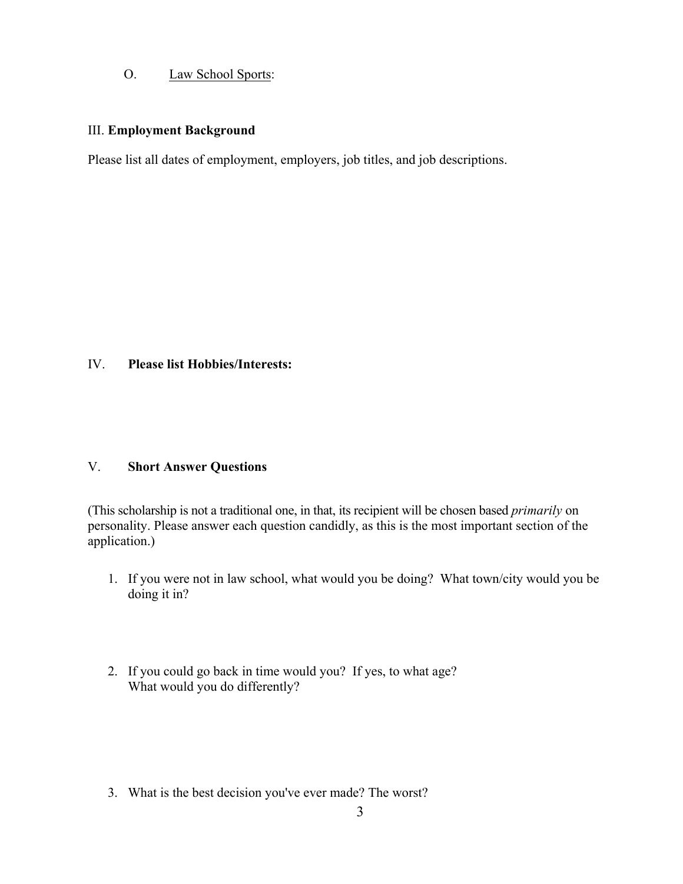O. <u>Law School Sports</u>:

III. **Employment Background**

Please list all dates of employment, employers, job titles, and job descriptions.

IV. **Please list Hobbies/Interests:**

V. **Short Answer Questions**

(This scholarship is not a traditional one, in that, its recipient will be chosen based *primarily* on personality. Please answer each question candidly, as this is the most important section of the application.)

1. If you were not in law school, what would you be doing? What town/city would you be doing it in?

2. If you could go back in time would you? If yes, to what age? What would you do differently?

3. What is the best decision you've ever made? The worst?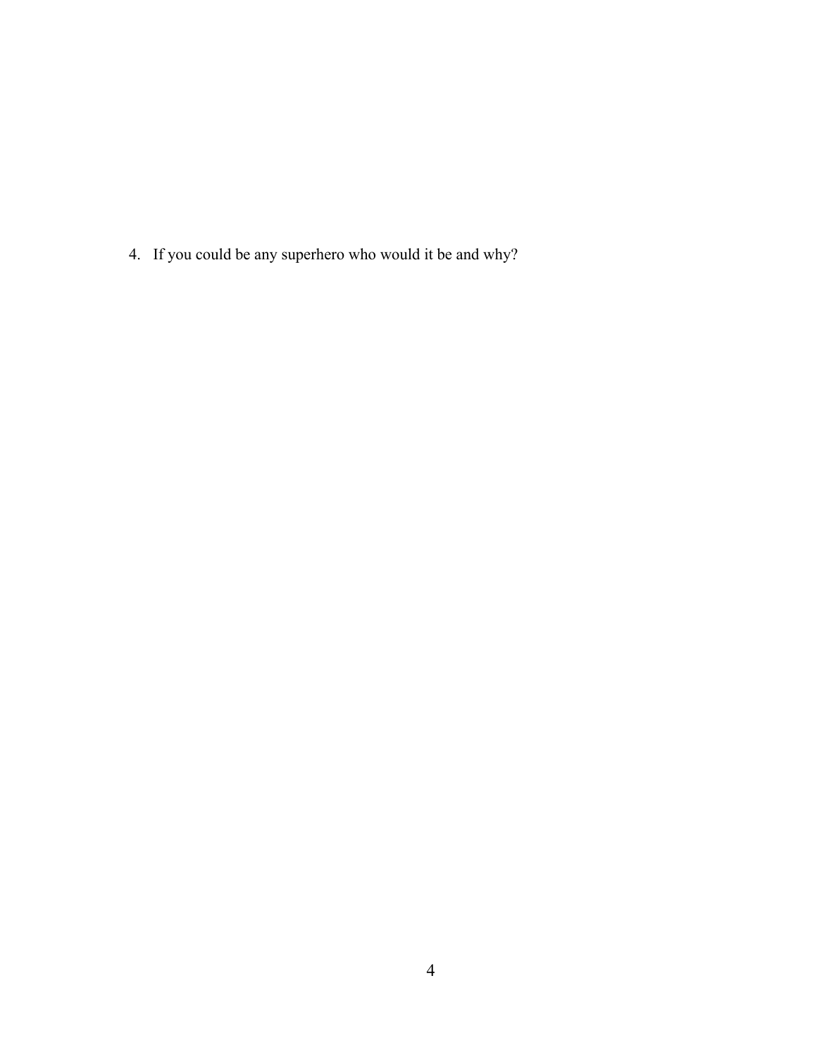4. If you could be any superhero who would it be and why?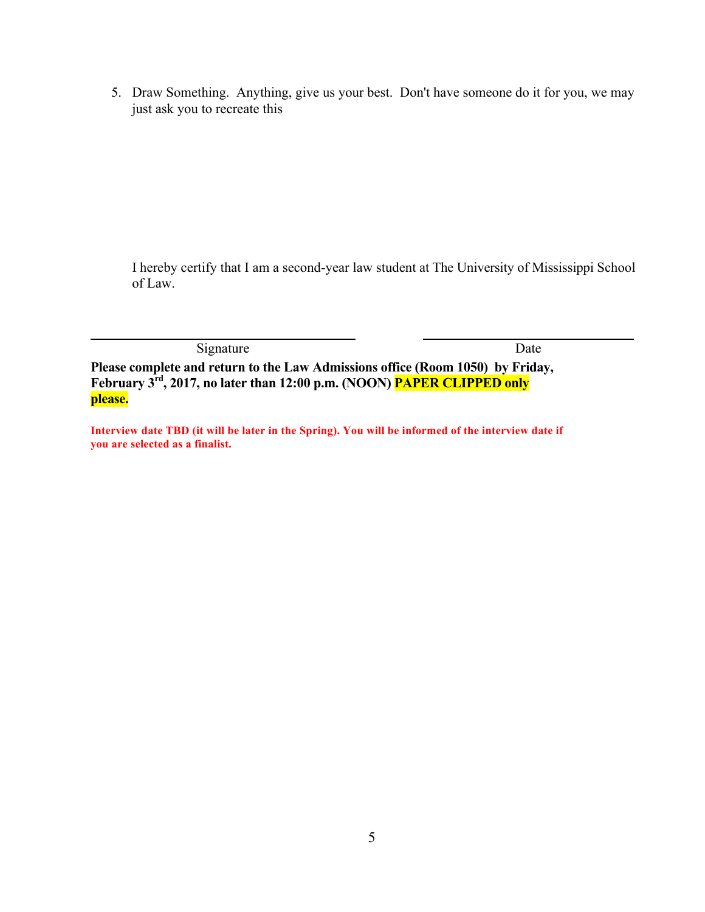5. Draw Something. Anything, give us your best. Don't have someone do it for you, we may just ask you to recreate this

I hereby certify that I am a second-year law student at The University of Mississippi School of Law.

\_\_\_\_\_\_\_\_\_\_\_\_\_\_\_\_\_\_\_\_\_\_\_\_\_\_\_\_\_\_\_\_ \_\_\_\_\_\_\_\_\_\_\_\_\_\_\_\_\_\_\_\_\_\_\_\_\_\_

Signature Date

**Please complete and return to the Law Admissions office (Room 1050) by Friday, February 3rd, 2017, no later than 12:00 p.m. (NOON) PAPER CLIPPED only please.**

**Interview date TBD (it will be later in the Spring). You will be informed of the interview date if you are selected as a finalist.**